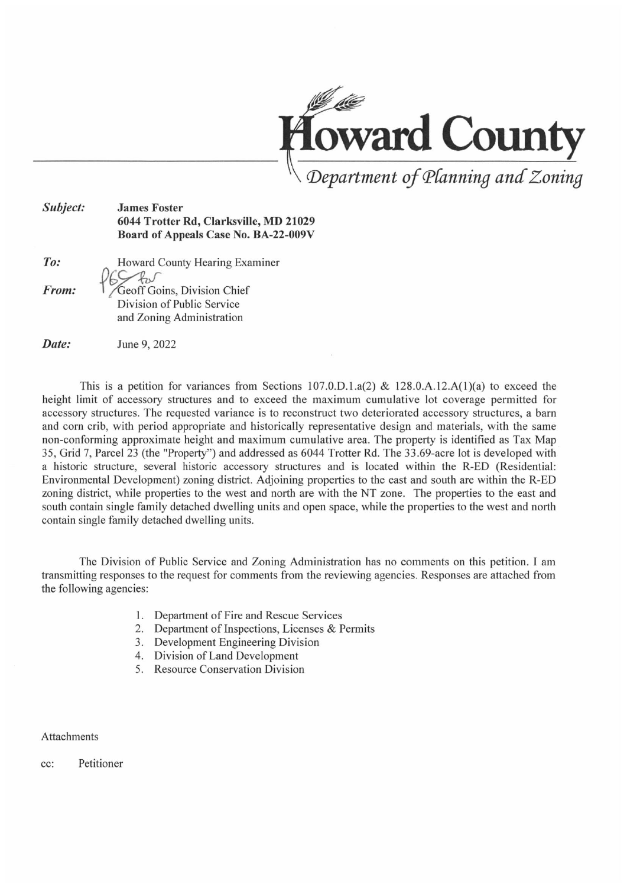# Howard County

*Department of Planning and Zoning*

***Subject:*** **James Foster**
**6044 Trotter Rd, Clarksville, MD 21029**
**Board of Appeals Case No. BA-22-009V**

***To:*** Howard County Hearing Examiner

***From:*** Geoff Goins, Division Chief
Division of Public Service
and Zoning Administration

***Date:*** June 9, 2022

This is a petition for variances from Sections 107.0.D.1.a(2) & 128.0.A.12.A(1)(a) to exceed the height limit of accessory structures and to exceed the maximum cumulative lot coverage permitted for accessory structures. The requested variance is to reconstruct two deteriorated accessory structures, a barn and corn crib, with period appropriate and historically representative design and materials, with the same non-conforming approximate height and maximum cumulative area. The property is identified as Tax Map 35, Grid 7, Parcel 23 (the "Property") and addressed as 6044 Trotter Rd. The 33.69-acre lot is developed with a historic structure, several historic accessory structures and is located within the R-ED (Residential: Environmental Development) zoning district. Adjoining properties to the east and south are within the R-ED zoning district, while properties to the west and north are with the NT zone. The properties to the east and south contain single family detached dwelling units and open space, while the properties to the west and north contain single family detached dwelling units.

The Division of Public Service and Zoning Administration has no comments on this petition. I am transmitting responses to the request for comments from the reviewing agencies. Responses are attached from the following agencies:

1. Department of Fire and Rescue Services
2. Department of Inspections, Licenses & Permits
3. Development Engineering Division
4. Division of Land Development
5. Resource Conservation Division

Attachments

cc: Petitioner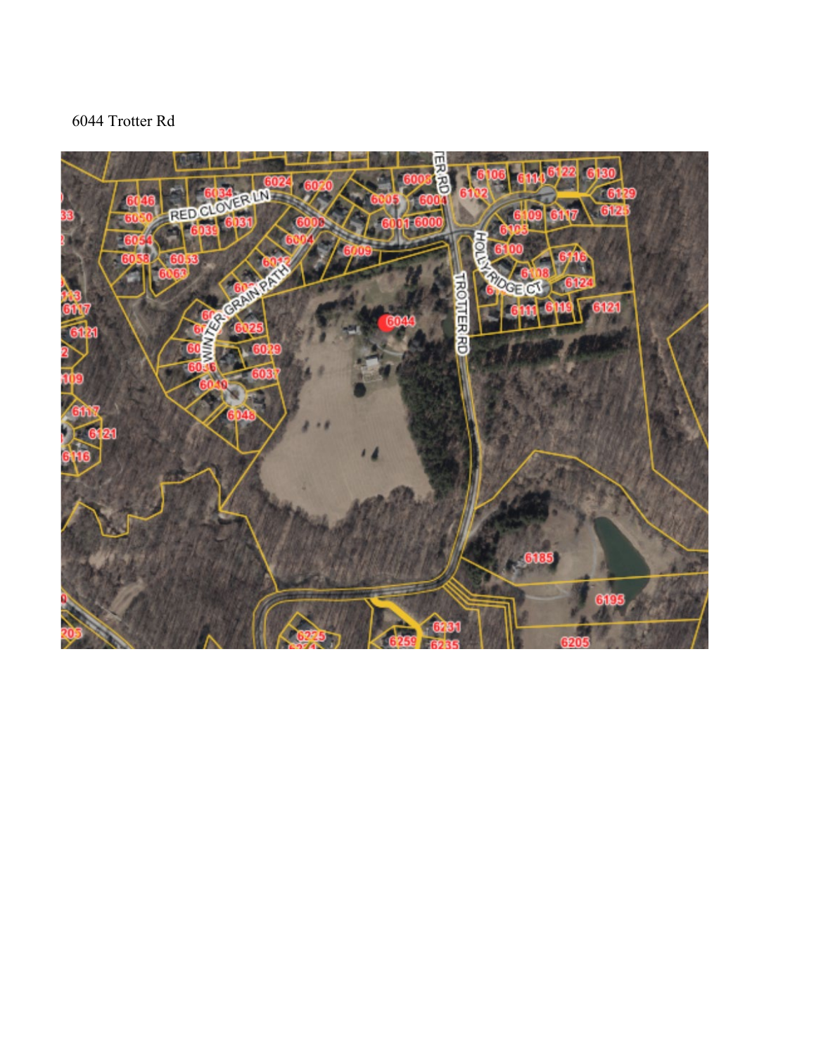6044 Trotter Rd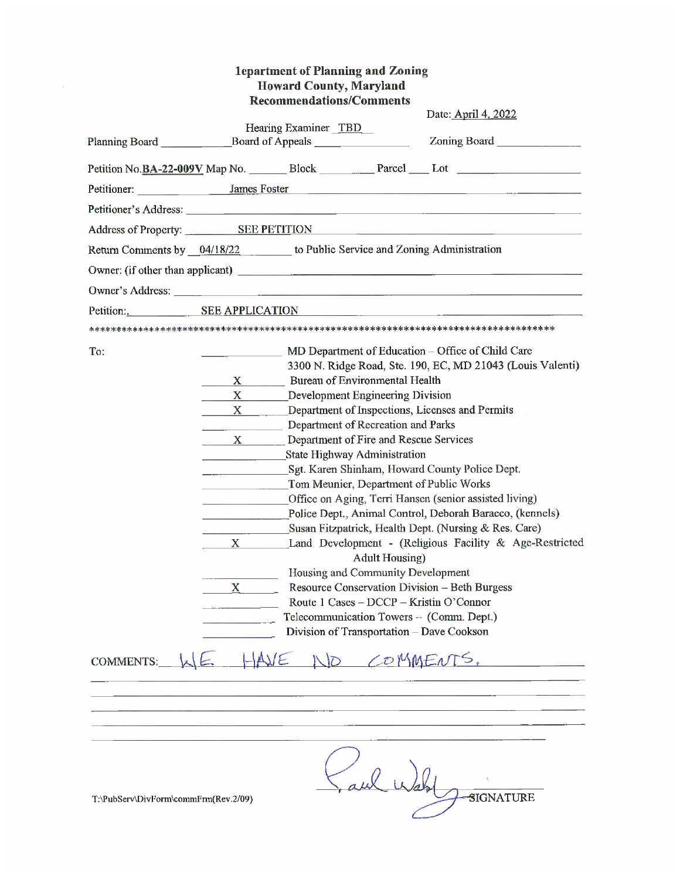# 1epartment of Planning and Zoning
## Howard County, Maryland
## Recommendations/Comments

Date: April 4, 2022

Hearing Examiner TBD

Planning Board ____________ Board of Appeals ____________ Zoning Board ____________

Petition No. **BA-22-009V** Map No. ______ Block ______ Parcel ____ Lot ____________

Petitioner: James Foster

Petitioner's Address: ____________________

Address of Property: SEE PETITION

Return Comments by 04/18/22 to Public Service and Zoning Administration

Owner: (if other than applicant) ____________________

Owner's Address: ____________________

Petition:. SEE APPLICATION

*******************************************************************************

To:

| | |
|---|---|
| ______ | MD Department of Education – Office of Child Care 3300 N. Ridge Road, Ste. 190, EC, MD 21043 (Louis Valenti) |
| X | Bureau of Environmental Health |
| X | Development Engineering Division |
| X | Department of Inspections, Licenses and Permits |
| ______ | Department of Recreation and Parks |
| X | Department of Fire and Rescue Services |
| ______ | State Highway Administration |
| ______ | Sgt. Karen Shinham, Howard County Police Dept. |
| ______ | Tom Meunier, Department of Public Works |
| ______ | Office on Aging, Terri Hansen (senior assisted living) |
| ______ | Police Dept., Animal Control, Deborah Baracco, (kennels) |
| ______ | Susan Fitzpatrick, Health Dept. (Nursing & Res. Care) |
| X | Land Development - (Religious Facility & Age-Restricted Adult Housing) |
| ______ | Housing and Community Development |
| X | Resource Conservation Division – Beth Burgess |
| ______ | Route 1 Cases – DCCP – Kristin O'Connor |
| ______ | Telecommunication Towers – (Comm. Dept.) |
| ______ | Division of Transportation – Dave Cookson |

COMMENTS: WE HAVE NO COMMENTS.

Paul Wahl
SIGNATURE

T:\PubServ\DivForm\commFrm(Rev.2/09)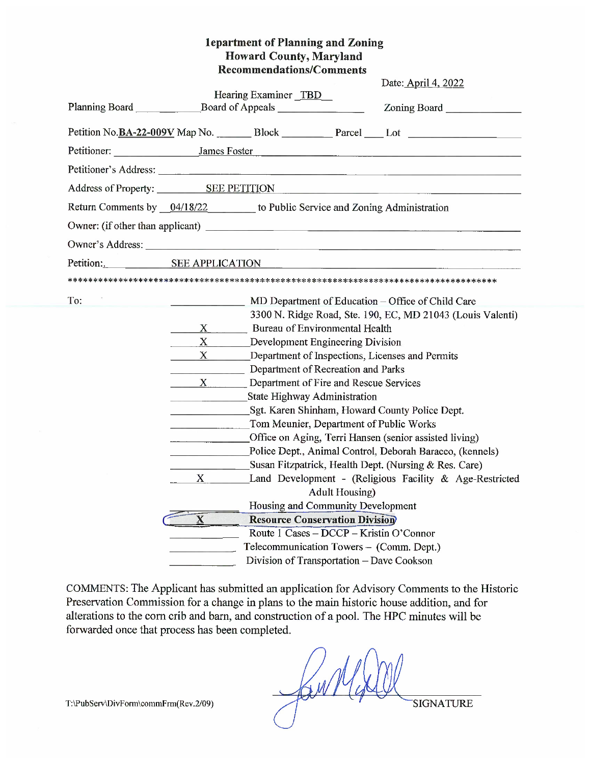# 1epartment of Planning and Zoning
# Howard County, Maryland
# Recommendations/Comments

Date: April 4, 2022

Hearing Examiner TBD

Planning Board ________ Board of Appeals ________ Zoning Board ________

Petition No. **BA-22-009V** Map No. ______ Block ______ Parcel ____ Lot ________

Petitioner: James Foster

Petitioner's Address: ________

Address of Property: SEE PETITION

Return Comments by 04/18/22 to Public Service and Zoning Administration

Owner: (if other than applicant) ________

Owner's Address: ________

Petition: SEE APPLICATION

************************************************************************************

To:

| | |
|---|---|
| ____ | MD Department of Education – Office of Child Care 3300 N. Ridge Road, Ste. 190, EC, MD 21043 (Louis Valenti) |
| X | Bureau of Environmental Health |
| X | Development Engineering Division |
| X | Department of Inspections, Licenses and Permits |
| ____ | Department of Recreation and Parks |
| X | Department of Fire and Rescue Services |
| ____ | State Highway Administration |
| ____ | Sgt. Karen Shinham, Howard County Police Dept. |
| ____ | Tom Meunier, Department of Public Works |
| ____ | Office on Aging, Terri Hansen (senior assisted living) |
| ____ | Police Dept., Animal Control, Deborah Baracco, (kennels) |
| ____ | Susan Fitzpatrick, Health Dept. (Nursing & Res. Care) |
| X | Land Development - (Religious Facility & Age-Restricted Adult Housing) |
| ____ | Housing and Community Development |
| **X** | **Resource Conservation Division** |
| ____ | Route 1 Cases – DCCP – Kristin O'Connor |
| ____ | Telecommunication Towers – (Comm. Dept.) |
| ____ | Division of Transportation – Dave Cookson |

COMMENTS: The Applicant has submitted an application for Advisory Comments to the Historic Preservation Commission for a change in plans to the main historic house addition, and for alterations to the corn crib and barn, and construction of a pool. The HPC minutes will be forwarded once that process has been completed.

SIGNATURE

T:\PubServ\DivForm\commFrm(Rev.2/09)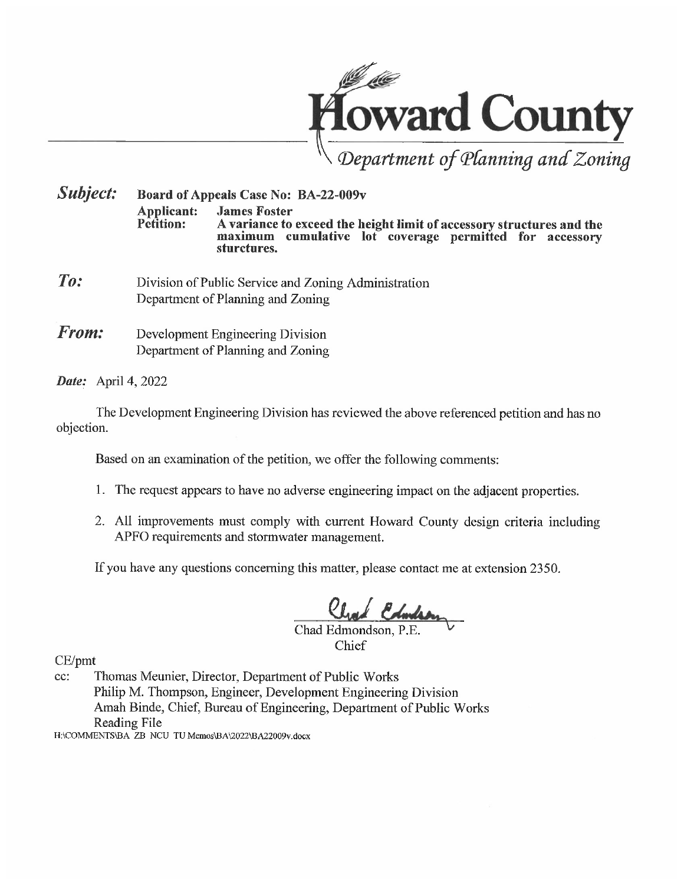# Howard County

*Department of Planning and Zoning*

***Subject:*** **Board of Appeals Case No: BA-22-009v**

**Applicant:** **James Foster**

**Petition:** **A variance to exceed the height limit of accessory structures and the maximum cumulative lot coverage permitted for accessory sturctures.**

***To:*** Division of Public Service and Zoning Administration
Department of Planning and Zoning

***From:*** Development Engineering Division
Department of Planning and Zoning

***Date:*** April 4, 2022

The Development Engineering Division has reviewed the above referenced petition and has no objection.

Based on an examination of the petition, we offer the following comments:

1. The request appears to have no adverse engineering impact on the adjacent properties.
2. All improvements must comply with current Howard County design criteria including APFO requirements and stormwater management.

If you have any questions concerning this matter, please contact me at extension 2350.

Chad Edmondson, P.E.
Chief

CE/pmt

cc: Thomas Meunier, Director, Department of Public Works
Philip M. Thompson, Engineer, Development Engineering Division
Amah Binde, Chief, Bureau of Engineering, Department of Public Works
Reading File

H:\COMMENTS\BA ZB NCU TU Memos\BA\2022\BA22009v.docx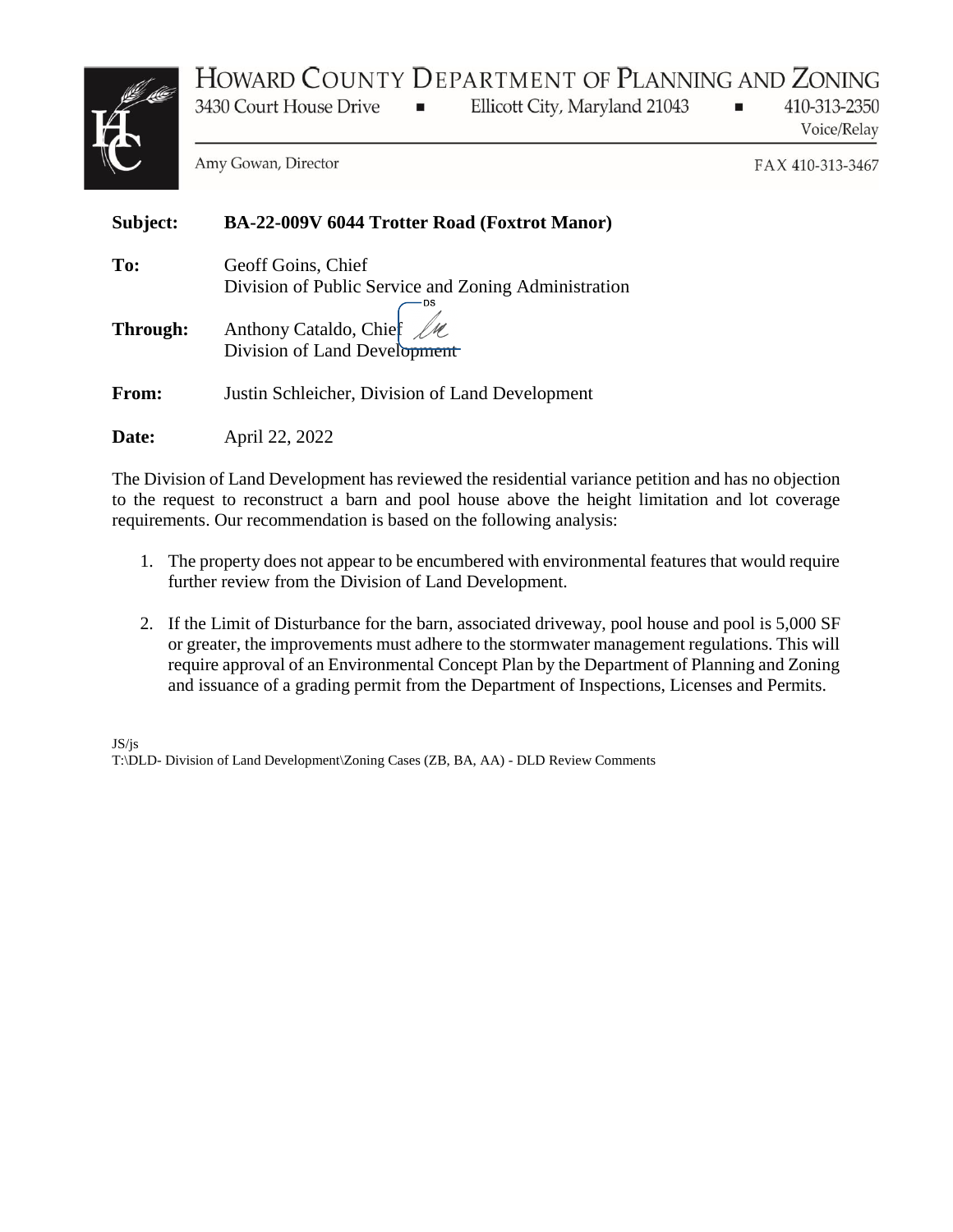HOWARD COUNTY DEPARTMENT OF PLANNING AND ZONING

3430 Court House Drive ▪ Ellicott City, Maryland 21043 ▪ 410-313-2350 Voice/Relay

Amy Gowan, Director FAX 410-313-3467

**Subject:** **BA-22-009V 6044 Trotter Road (Foxtrot Manor)**

**To:** Geoff Goins, Chief
Division of Public Service and Zoning Administration

**Through:** Anthony Cataldo, Chief
Division of Land Development

**From:** Justin Schleicher, Division of Land Development

**Date:** April 22, 2022

The Division of Land Development has reviewed the residential variance petition and has no objection to the request to reconstruct a barn and pool house above the height limitation and lot coverage requirements. Our recommendation is based on the following analysis:

1. The property does not appear to be encumbered with environmental features that would require further review from the Division of Land Development.

2. If the Limit of Disturbance for the barn, associated driveway, pool house and pool is 5,000 SF or greater, the improvements must adhere to the stormwater management regulations. This will require approval of an Environmental Concept Plan by the Department of Planning and Zoning and issuance of a grading permit from the Department of Inspections, Licenses and Permits.

JS/js
T:\DLD- Division of Land Development\Zoning Cases (ZB, BA, AA) - DLD Review Comments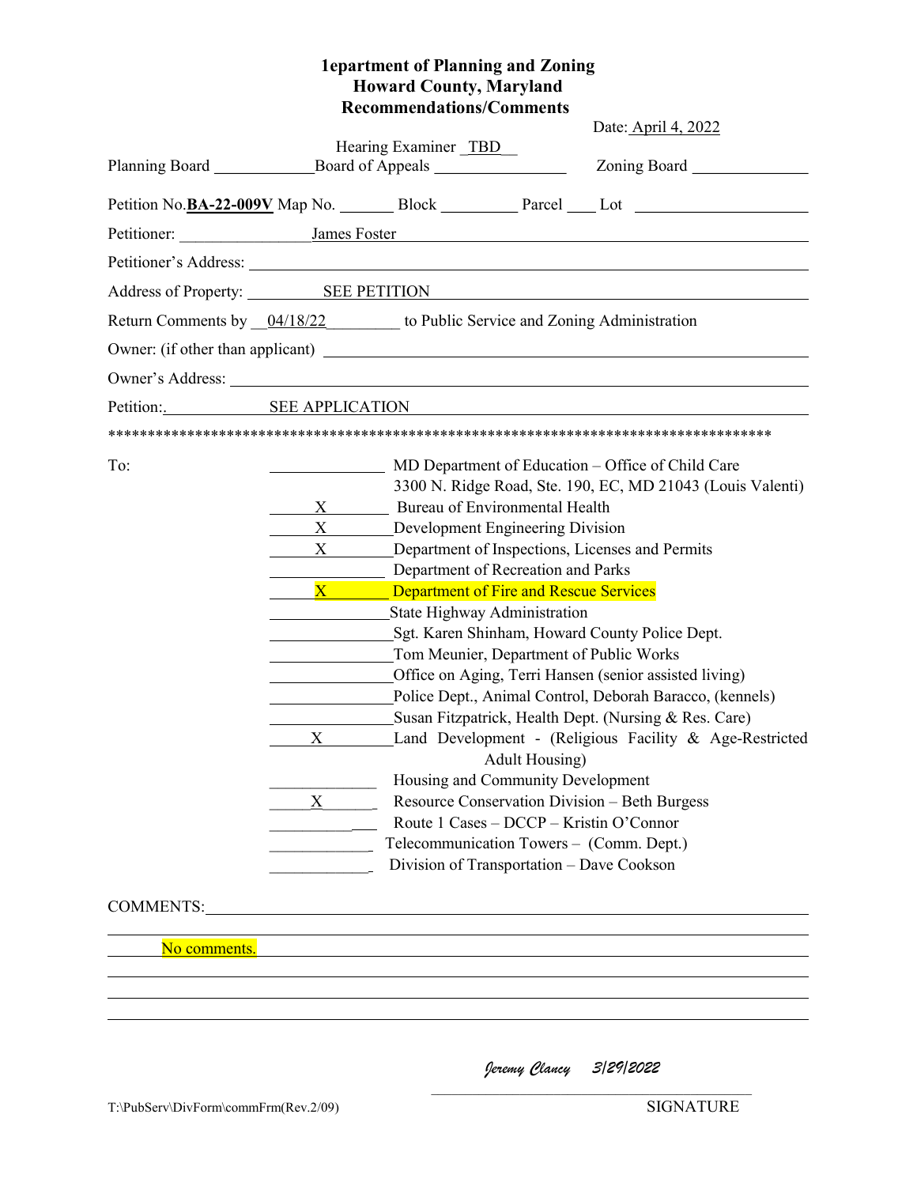**1epartment of Planning and Zoning**
**Howard County, Maryland**
**Recommendations/Comments**

Date: April 4, 2022

Hearing Examiner TBD

Planning Board ____________ Board of Appeals ________________ Zoning Board ______________

Petition No. **BA-22-009V** Map No. _______ Block _________ Parcel ____ Lot ____________________

Petitioner: James Foster

Petitioner's Address:

Address of Property: SEE PETITION

Return Comments by 04/18/22 to Public Service and Zoning Administration

Owner: (if other than applicant)

Owner's Address:

Petition:. SEE APPLICATION

************************************************************************************

To:

| | |
|---|---|
| | MD Department of Education – Office of Child Care 3300 N. Ridge Road, Ste. 190, EC, MD 21043 (Louis Valenti) |
| X | Bureau of Environmental Health |
| X | Development Engineering Division |
| X | Department of Inspections, Licenses and Permits |
| | Department of Recreation and Parks |
| X | Department of Fire and Rescue Services |
| | State Highway Administration |
| | Sgt. Karen Shinham, Howard County Police Dept. |
| | Tom Meunier, Department of Public Works |
| | Office on Aging, Terri Hansen (senior assisted living) |
| | Police Dept., Animal Control, Deborah Baracco, (kennels) |
| | Susan Fitzpatrick, Health Dept. (Nursing & Res. Care) |
| X | Land Development - (Religious Facility & Age-Restricted Adult Housing) |
| | Housing and Community Development |
| X | Resource Conservation Division – Beth Burgess |
| | Route 1 Cases – DCCP – Kristin O'Connor |
| | Telecommunication Towers – (Comm. Dept.) |
| | Division of Transportation – Dave Cookson |

COMMENTS:

No comments.

*Jeremy Clancy 3/29/2022*

SIGNATURE

T:\PubServ\DivForm\commFrm(Rev.2/09)